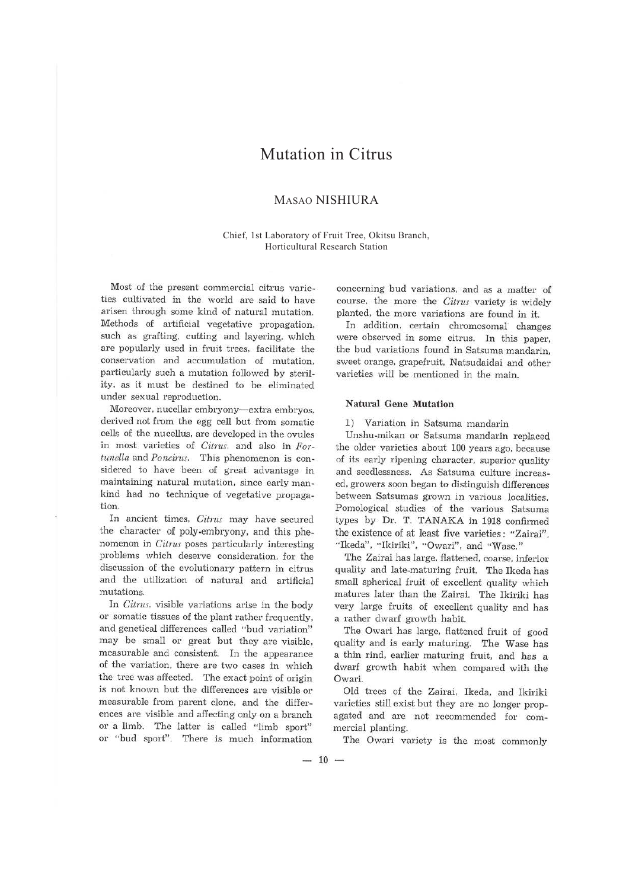# Mutation in Citrus

## MASAO NISHIURA

Chief, 1st Laboratory of Fruit Tree, Okitsu Branch, Horticultural Research Station

Most of the present commercial citrus varieties cultivated in the world are said to have arisen through some kind of natural mutation. Methods of artificial vegetative propagation, such as grafting, cutting and layering, which are popularly used in fruit trees, facilitate the conservation and accumulation of mutation, particularly such a mutation followed by sterility, as it must be destined to be eliminated under sexual reproduction.

Moreover, nucellar embryony—extra embryos, derived not from the egg cell but from somatic cells of the nucellus, are developed in the ovules in most varieties of *Citrus*, and also in *Fortunella* and *Poncirus*. This phenomenon is considered to have been of great advantage in maintaining natural mutation, since early mankind had no technique of vegetative propagation.

In ancient times, *Citrus* may have secured the character of poly-embryony, and this phenomenon in *Citrus* poses particularly interesting problems which deserve consideration, for the discussion of the evolutionary pattern in citrus and the utilization of natural and artificial mutations.

In *Citrus*, visible variations arise in the body or somatic tissues of the plant rather frequently, and genetical differences called "bud variation" may be small or great but they are visible, measurable and consistent. In the appearance of the variation, there are two cases in which the tree was affected. The exact point of origin is not known but the differences are visible or measurable from parent clone, and the differences are visible and affecting only on a branch or a limb. The latter is called "limb sport" or "bud sport". There is much information concerning bud variations, and as a matter of course, the more the *Citrus* variety is widely planted, the more variations are found in it.

In addition, certain chromosomal changes were observed in some citrus. In this paper, the bud variations found in Satsuma mandarin, sweet orange, grapefruit, Natsudaidai and other varieties will be mentioned in the main.

### Natural Gene Mutation

1) Variation in Satsuma mandarin

Unshu-mikan or Satsuma mandarin replaced the older varieties about 100 years ago, because of its early ripening character, superior quality and seedlessness. As Satsuma culture increased, growers soon began to distinguish differences between Satsumas grown in various localities. Pomological studies of the various Satsuma types by Dr. T. TANAKA in 1918 confirmed the existence of at least five varieties: "Zairai", "Ikeda", "Ikiriki", "Owari", and "Wase."

The Zairai has large, flattened, coarse, inferior quality and late-maturing fruit. The Ikeda has small spherical fruit of excellent quality which matures later than the Zairai. The Ikiriki has very large fruits of excellent quality and has a rather dwarf growth habit.

The Owari has large, flattened fruit of good quality and is early maturing. The Wase has a thin rind, earlier maturing fruit, and has a dwarf growth habit when compared with the Owari.

Old trees of the Zairai, Ikeda, and Ikiriki varieties still exist but they are no longer propagated and are not recommended for commercial planting.

The Owari variety is the most commonly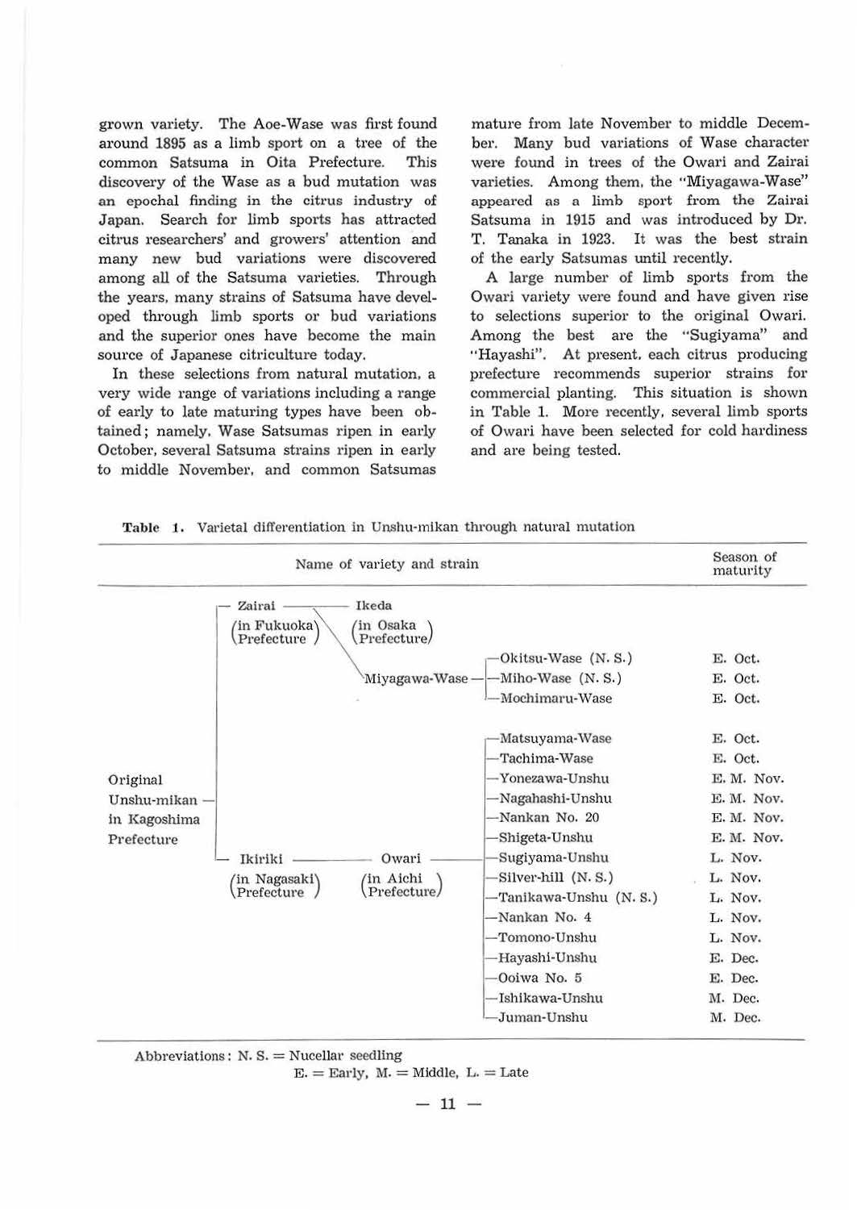grown variety. The Aoe-Wase was first found around 1895 as a limb sport on a tree of the common Satsuma in Oita Prefecture. This discovery of the Wase as a bud mutation was an epochal finding in the citrus industry of Japan. Search for limb sports has attracted citrus researchers' and growers' attention and many new bud variations were discovered among all of the Satsuma varieties. Through the years, many strains of Satsuma have developed through limb sports or bud variations and the superior ones have become the main source of Japanese citriculture today.

In these selections from natural mutation, a very wide range of variations including a range of early to late maturing types have been obtained; namely, Wase Satsumas ripen in early October, several Satsuma strains ripen in early to middle November, and common Satsumas mature from late November to middle December. Many bud variations of Wase character were found in trees of the Owari and Zairai varieties. Among them, the "Miyagawa-Wase" appeared as a limb sport from the Zairai Satsuma in 1915 and was introduced by Dr. T. Tanaka in 1923. It was the best strain of the early Satsumas until recently.

A large number of limb sports from the Owari variety were found and have given rise to selections superior to the original Owari. Among the best are the "Sugiyama" and "Hayashi". At present, each citrus producing prefecture recommends superior strains for commercial planting. This situation is shown in Table 1. More recently, several limb sports of Owari have been selected for cold hardiness and are being tested.

**Table 1.** Varietal differentiation in Unshu-mikan through natural mutation

| Name of variety and strain | | | | Season of maturity |
|---|---|---|---|---|
| Original Unshu-mikan in Kagoshima Prefecture | Zairai (in Fukuoka Prefecture) | Ikeda (in Osaka Prefecture) | | |
| | | Miyagawa-Wase | Okitsu-Wase (N. S.) | E. Oct. |
| | | | Miho-Wase (N. S.) | E. Oct. |
| | | | Mochimaru-Wase | E. Oct. |
| | Ikiriki (in Nagasaki Prefecture) | Owari (in Aichi Prefecture) | Matsuyama-Wase | E. Oct. |
| | | | Tachima-Wase | E. Oct. |
| | | | Yonezawa-Unshu | E. M. Nov. |
| | | | Nagahashi-Unshu | E. M. Nov. |
| | | | Nankan No. 20 | E. M. Nov. |
| | | | Shigeta-Unshu | E. M. Nov. |
| | | | Sugiyama-Unshu | L. Nov. |
| | | | Silver-hill (N. S.) | L. Nov. |
| | | | Tanikawa-Unshu (N. S.) | L. Nov. |
| | | | Nankan No. 4 | L. Nov. |
| | | | Tomono-Unshu | L. Nov. |
| | | | Hayashi-Unshu | E. Dec. |
| | | | Ooiwa No. 5 | E. Dec. |
| | | | Ishikawa-Unshu | M. Dec. |
| | | | Juman-Unshu | M. Dec. |

Abbreviations: N. S. = Nucellar seedling
E. = Early, M. = Middle, L. = Late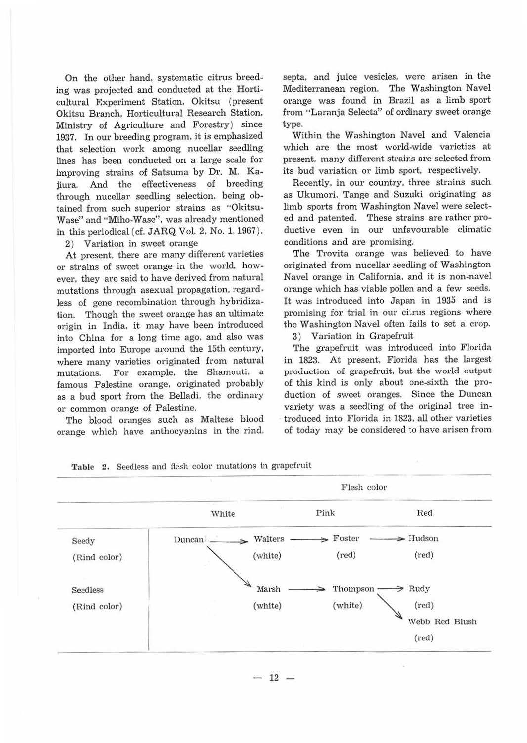On the other hand, systematic citrus breeding was projected and conducted at the Horticultural Experiment Station, Okitsu (present Okitsu Branch, Horticultural Research Station, Ministry of Agriculture and Forestry) since 1937. In our breeding program, it is emphasized that selection work among nucellar seedling lines has been conducted on a large scale for improving strains of Satsuma by Dr. M. Kajiura. And the effectiveness of breeding through nucellar seedling selection, being obtained from such superior strains as "Okitsu-Wase" and "Miho-Wase", was already mentioned in this periodical (cf. JARQ Vol. 2, No. 1, 1967).

2) Variation in sweet orange

At present, there are many different varieties or strains of sweet orange in the world, however, they are said to have derived from natural mutations through asexual propagation, regardless of gene recombination through hybridization. Though the sweet orange has an ultimate origin in India, it may have been introduced into China for a long time ago, and also was imported into Europe around the 15th century, where many varieties originated from natural mutations. For example, the Shamouti, a famous Palestine orange, originated probably as a bud sport from the Belladi, the ordinary or common orange of Palestine.

The blood oranges such as Maltese blood orange which have anthocyanins in the rind, septa, and juice vesicles, were arisen in the Mediterranean region. The Washington Navel orange was found in Brazil as a limb sport from "Laranja Selecta" of ordinary sweet orange type.

Within the Washington Navel and Valencia which are the most world-wide varieties at present, many different strains are selected from its bud variation or limb sport, respectively.

Recently, in our country, three strains such as Ukumori, Tange and Suzuki originating as limb sports from Washington Navel were selected and patented. These strains are rather productive even in our unfavourable climatic conditions and are promising.

The Trovita orange was believed to have originated from nucellar seedling of Washington Navel orange in California, and it is non-navel orange which has viable pollen and a few seeds. It was introduced into Japan in 1935 and is promising for trial in our citrus regions where the Washington Navel often fails to set a crop.

3) Variation in Grapefruit

The grapefruit was introduced into Florida in 1823. At present, Florida has the largest production of grapefruit, but the world output of this kind is only about one-sixth the production of sweet oranges. Since the Duncan variety was a seedling of the original tree introduced into Florida in 1823, all other varieties of today may be considered to have arisen from

Table 2. Seedless and flesh color mutations in grapefruit

| | Flesh color | | |
|---|---|---|---|
| | White | Pink | Red |
| Seedy (Rind color) | Duncan → Walters (white) | → Foster (red) | → Hudson (red) |
| Seedless (Rind color) | Duncan ↘ Marsh (white) | → Thompson (white) | → Rudy (red); Thompson ↘ Webb Red Blush (red) |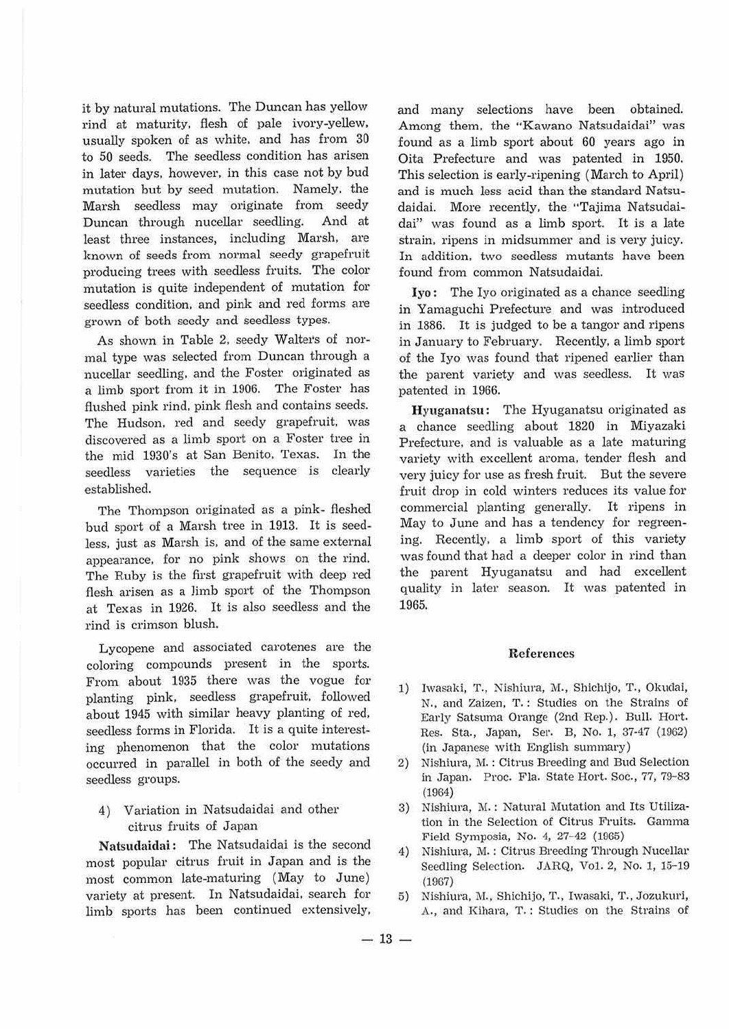it by natural mutations. The Duncan has yellow rind at maturity, flesh of pale ivory-yellow, usually spoken of as white, and has from 30 to 50 seeds. The seedless condition has arisen in later days, however, in this case not by bud mutation but by seed mutation. Namely, the Marsh seedless may originate from seedy Duncan through nucellar seedling. And at least three instances, including Marsh, are known of seeds from normal seedy grapefruit producing trees with seedless fruits. The color mutation is quite independent of mutation for seedless condition, and pink and red forms are grown of both seedy and seedless types.

As shown in Table 2, seedy Walter's of normal type was selected from Duncan through a nucellar seedling, and the Foster originated as a limb sport from it in 1906. The Foster has flushed pink rind, pink flesh and contains seeds. The Hudson, red and seedy grapefruit, was discovered as a limb sport on a Foster tree in the mid 1930's at San Benito, Texas. In the seedless varieties the sequence is clearly established.

The Thompson originated as a pink- fleshed bud sport of a Marsh tree in 1913. It is seedless, just as Marsh is, and of the same external appearance, for no pink shows on the rind. The Ruby is the first grapefruit with deep red flesh arisen as a limb sport of the Thompson at Texas in 1926. It is also seedless and the rind is crimson blush.

Lycopene and associated carotenes are the coloring compounds present in the sports. From about 1935 there was the vogue for planting pink, seedless grapefruit, followed about 1945 with similar heavy planting of red, seedless forms in Florida. It is a quite interesting phenomenon that the color mutations occurred in parallel in both of the seedy and seedless groups.

### 4) Variation in Natsudaidai and other citrus fruits of Japan

**Natsudaidai:** The Natsudaidai is the second most popular citrus fruit in Japan and is the most common late-maturing (May to June) variety at present. In Natsudaidai, search for limb sports has been continued extensively, and many selections have been obtained. Among them, the "Kawano Natsudaidai" was found as a limb sport about 60 years ago in Oita Prefecture and was patented in 1950. This selection is early-ripening (March to April) and is much less acid than the standard Natsudaidai. More recently, the "Tajima Natsudaidai" was found as a limb sport. It is a late strain, ripens in midsummer and is very juicy. In addition, two seedless mutants have been found from common Natsudaidai.

**Iyo:** The Iyo originated as a chance seedling in Yamaguchi Prefecture and was introduced in 1886. It is judged to be a tangor and ripens in January to February. Recently, a limb sport of the Iyo was found that ripened earlier than the parent variety and was seedless. It was patented in 1966.

**Hyuganatsu:** The Hyuganatsu originated as a chance seedling about 1820 in Miyazaki Prefecture, and is valuable as a late maturing variety with excellent aroma, tender flesh and very juicy for use as fresh fruit. But the severe fruit drop in cold winters reduces its value for commercial planting generally. It ripens in May to June and has a tendency for regreening. Recently, a limb sport of this variety was found that had a deeper color in rind than the parent Hyuganatsu and had excellent quality in later season. It was patented in 1965.

## References

1) Iwasaki, T., Nishiura, M., Shichijo, T., Okudai, N., and Zaizen, T.: Studies on the Strains of Early Satsuma Orange (2nd Rep.). Bull. Hort. Res. Sta., Japan, Ser. B, No. 1, 37-47 (1962) (in Japanese with English summary)
2) Nishiura, M.: Citrus Breeding and Bud Selection in Japan. Proc. Fla. State Hort. Soc., 77, 79-83 (1964)
3) Nishiura, M.: Natural Mutation and Its Utilization in the Selection of Citrus Fruits. Gamma Field Symposia, No. 4, 27-42 (1965)
4) Nishiura, M.: Citrus Breeding Through Nucellar Seedling Selection. JARQ, Vol. 2, No. 1, 15-19 (1967)
5) Nishiura, M., Shichijo, T., Iwasaki, T., Jozukuri, A., and Kihara, T.: Studies on the Strains of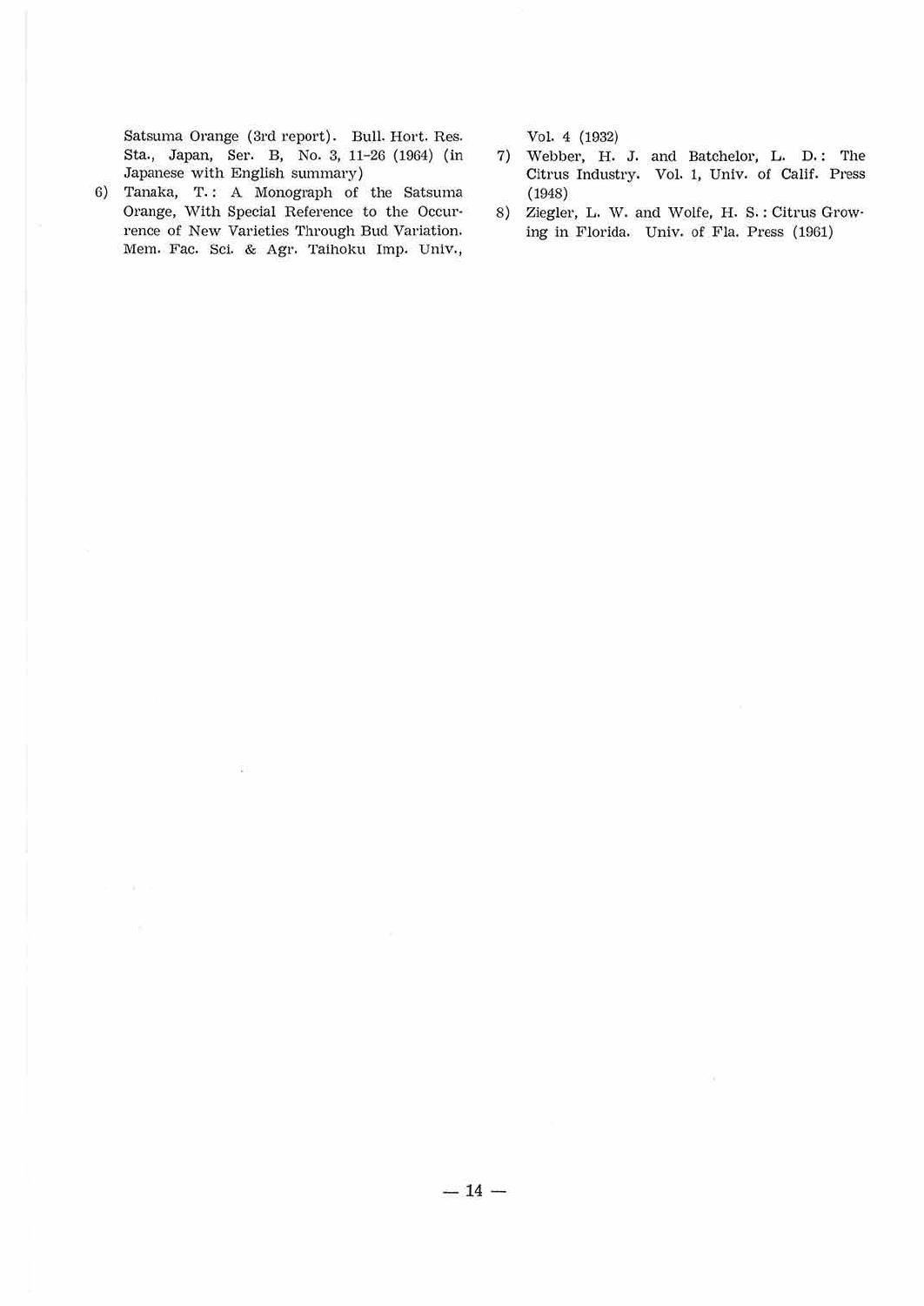Satsuma Orange (3rd report). Bull. Hort. Res. Sta., Japan, Ser. B, No. 3, 11-26 (1964) (in Japanese with English summary)

6) Tanaka, T.: A Monograph of the Satsuma Orange, With Special Reference to the Occurrence of New Varieties Through Bud Variation. Mem. Fac. Sci. & Agr. Taihoku Imp. Univ., Vol. 4 (1932)

7) Webber, H. J. and Batchelor, L. D.: The Citrus Industry. Vol. 1, Univ. of Calif. Press (1948)

8) Ziegler, L. W. and Wolfe, H. S.: Citrus Growing in Florida. Univ. of Fla. Press (1961)